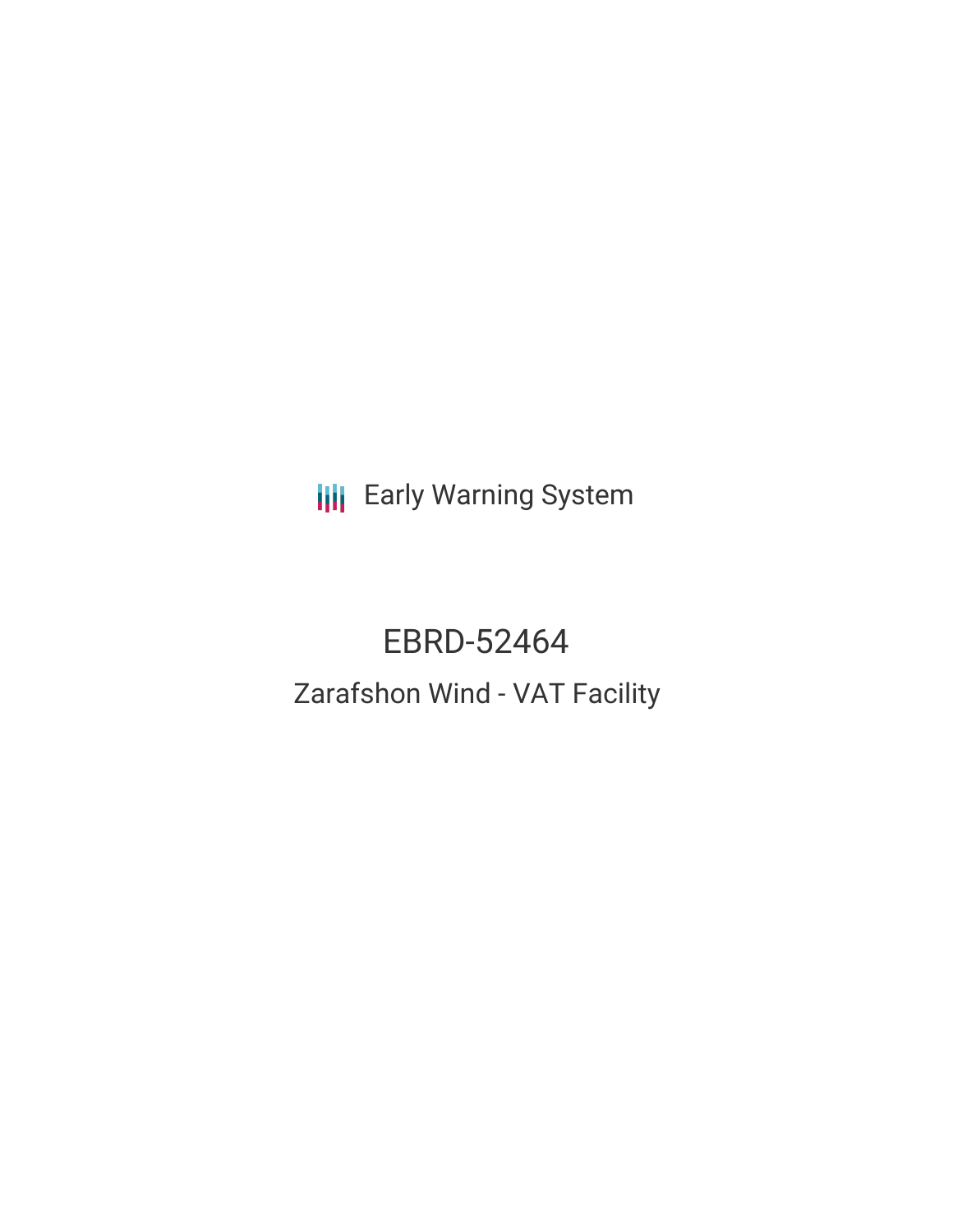Early Warning System

# EBRD-52464

## Zarafshon Wind - VAT Facility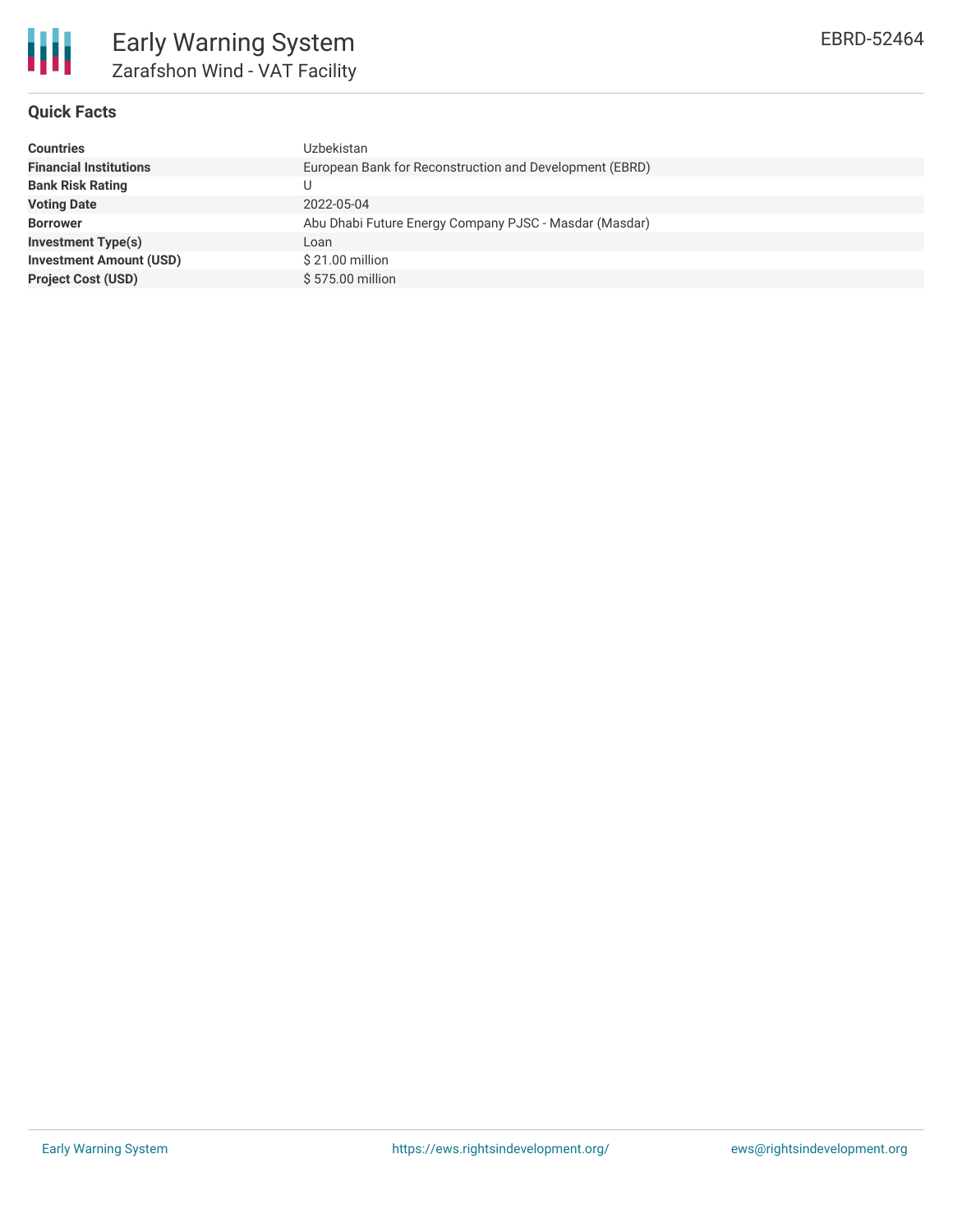# Early Warning System

## Zarafshon Wind - VAT Facility

EBRD-52464

### Quick Facts

| | |
|---|---|
| **Countries** | Uzbekistan |
| **Financial Institutions** | European Bank for Reconstruction and Development (EBRD) |
| **Bank Risk Rating** | U |
| **Voting Date** | 2022-05-04 |
| **Borrower** | Abu Dhabi Future Energy Company PJSC - Masdar (Masdar) |
| **Investment Type(s)** | Loan |
| **Investment Amount (USD)** | $ 21.00 million |
| **Project Cost (USD)** | $ 575.00 million |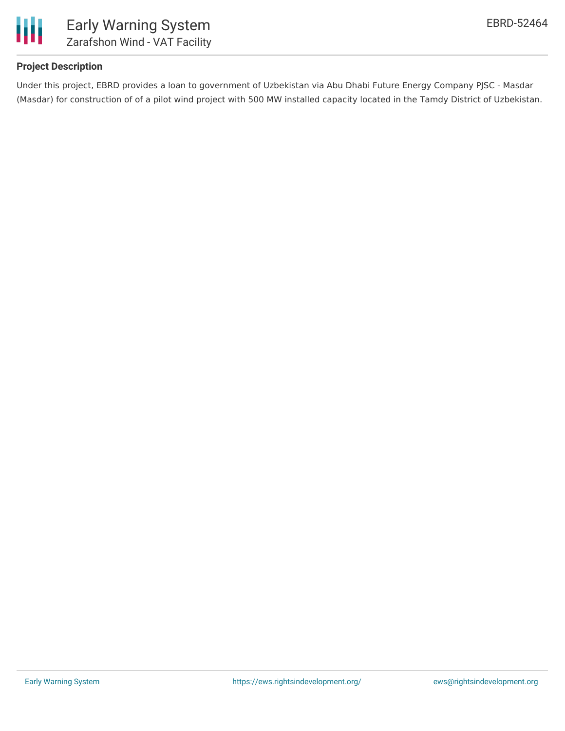## Project Description

Under this project, EBRD provides a loan to government of Uzbekistan via Abu Dhabi Future Energy Company PJSC - Masdar (Masdar) for construction of of a pilot wind project with 500 MW installed capacity located in the Tamdy District of Uzbekistan.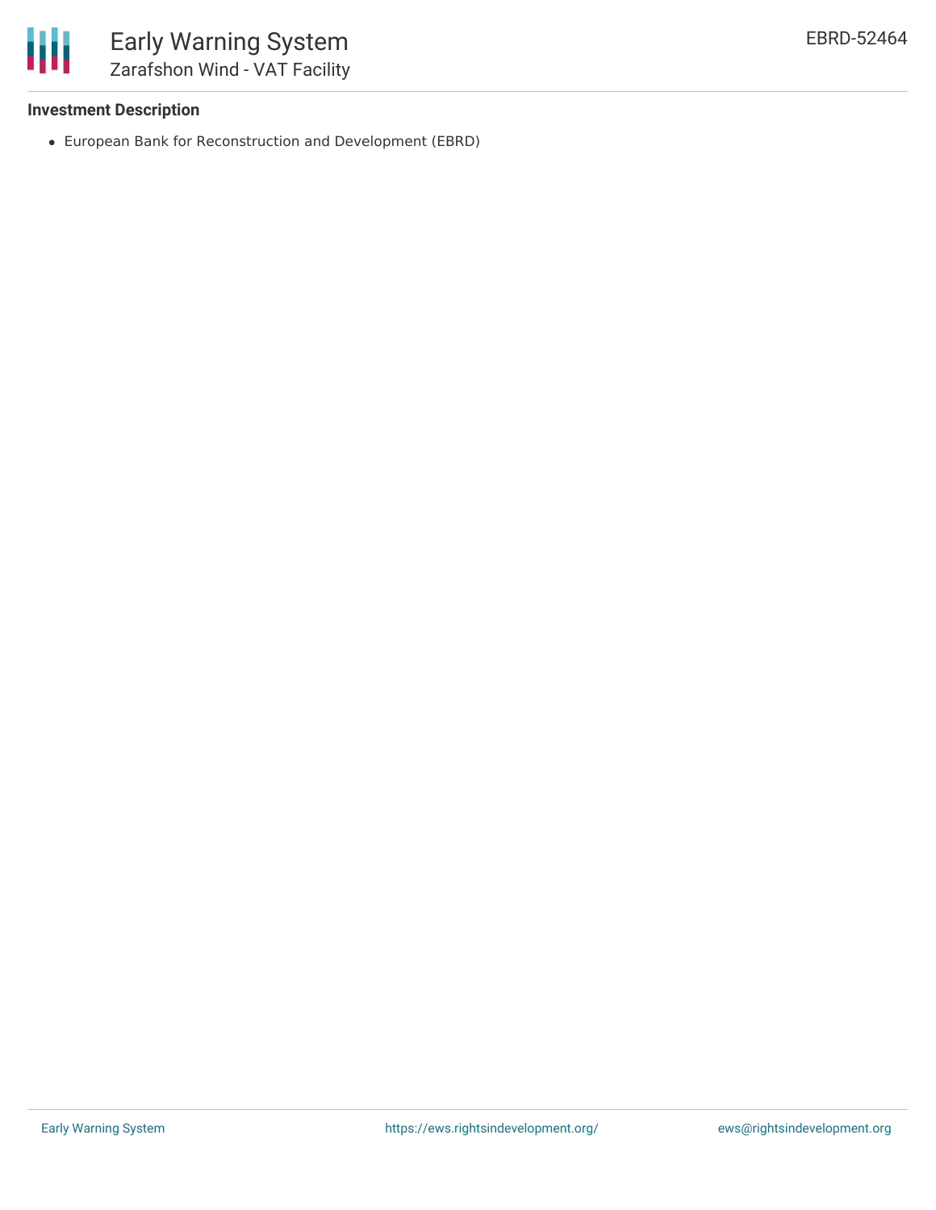### Investment Description

- European Bank for Reconstruction and Development (EBRD)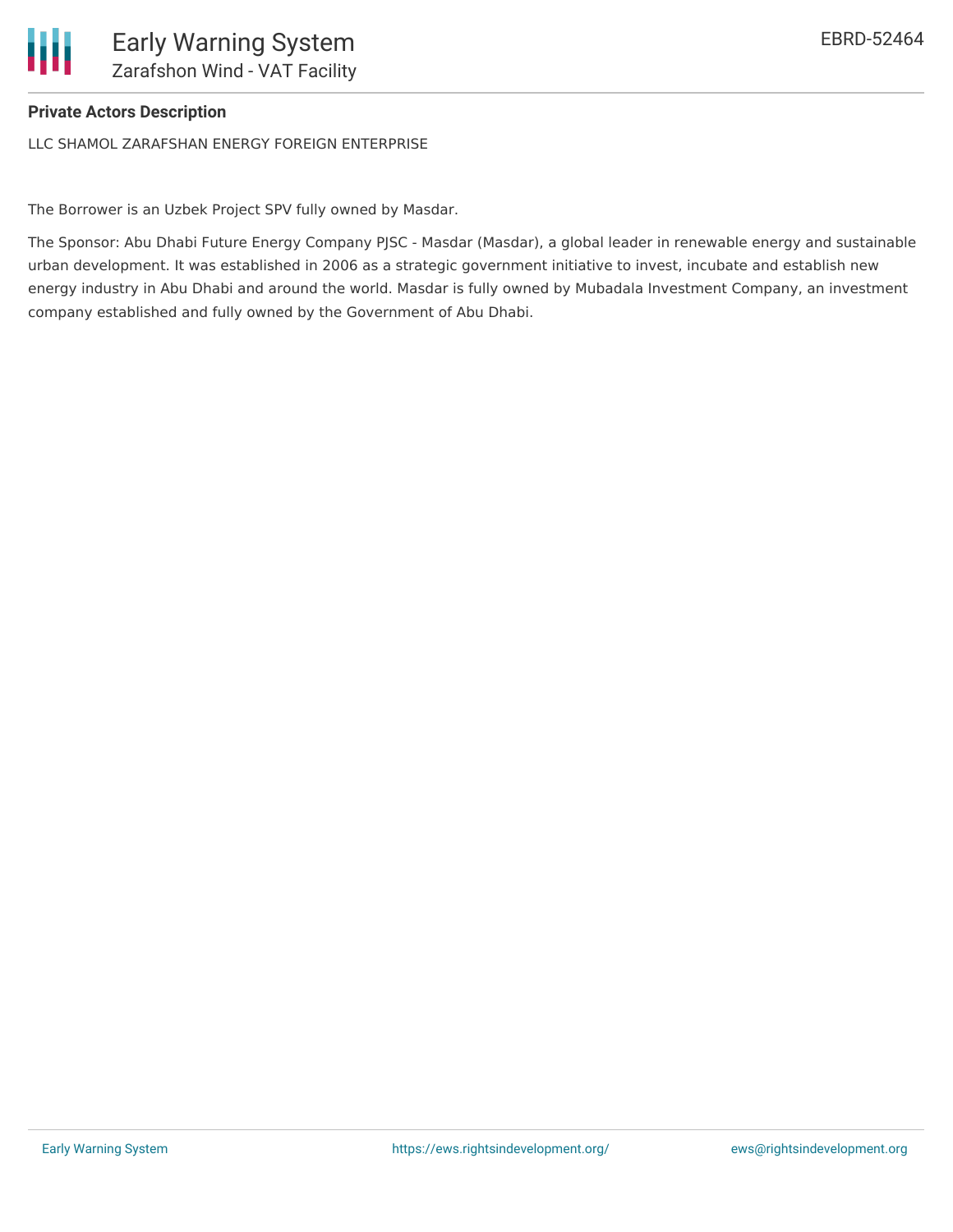**Private Actors Description**

LLC SHAMOL ZARAFSHAN ENERGY FOREIGN ENTERPRISE

The Borrower is an Uzbek Project SPV fully owned by Masdar.

The Sponsor: Abu Dhabi Future Energy Company PJSC - Masdar (Masdar), a global leader in renewable energy and sustainable urban development. It was established in 2006 as a strategic government initiative to invest, incubate and establish new energy industry in Abu Dhabi and around the world. Masdar is fully owned by Mubadala Investment Company, an investment company established and fully owned by the Government of Abu Dhabi.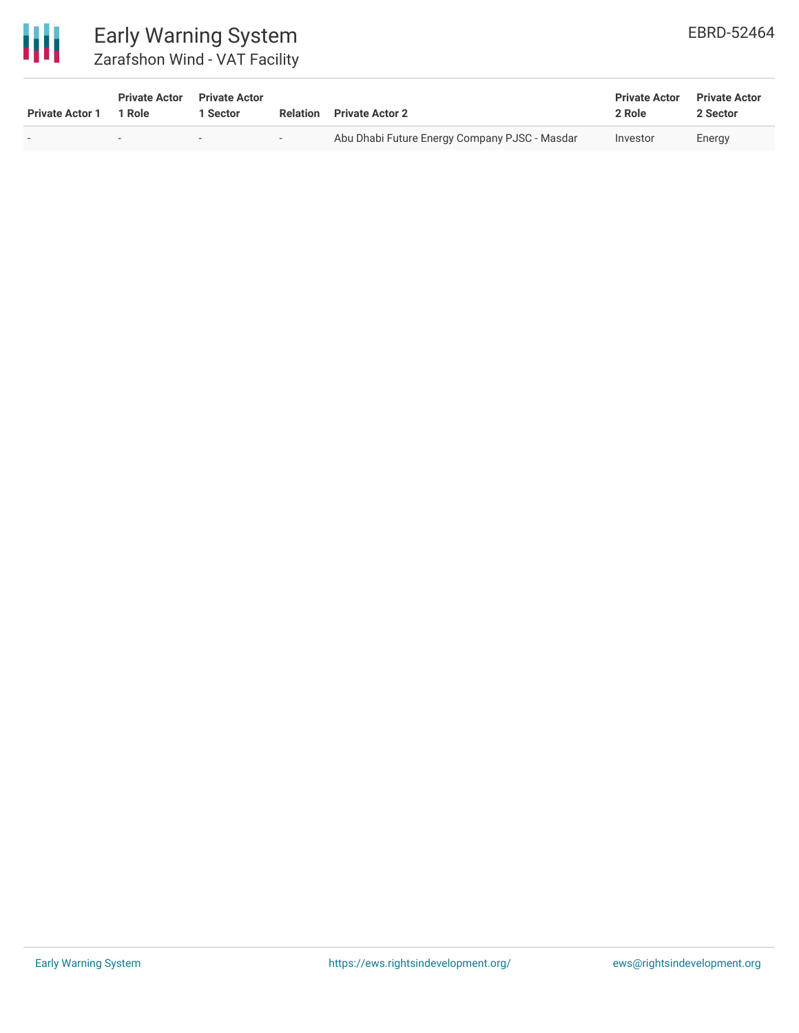| Private Actor 1 | Private Actor 1 Role | Private Actor 1 Sector | Relation | Private Actor 2 | Private Actor 2 Role | Private Actor 2 Sector |
|---|---|---|---|---|---|---|
| - | - | - | - | Abu Dhabi Future Energy Company PJSC - Masdar | Investor | Energy |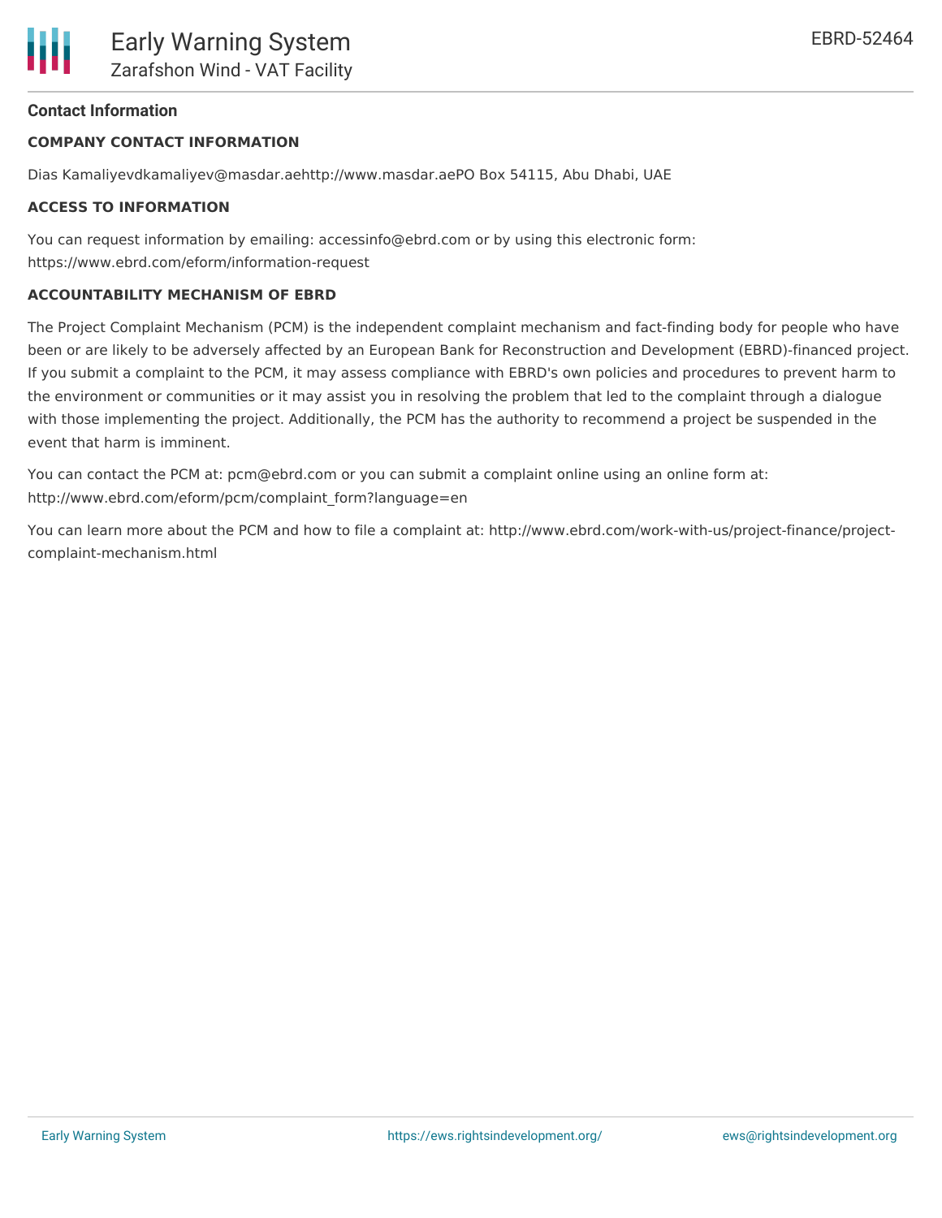## Contact Information

### COMPANY CONTACT INFORMATION

Dias Kamaliyevdkamaliyev@masdar.aehttp://www.masdar.aePO Box 54115, Abu Dhabi, UAE

### ACCESS TO INFORMATION

You can request information by emailing: accessinfo@ebrd.com or by using this electronic form: https://www.ebrd.com/eform/information-request

### ACCOUNTABILITY MECHANISM OF EBRD

The Project Complaint Mechanism (PCM) is the independent complaint mechanism and fact-finding body for people who have been or are likely to be adversely affected by an European Bank for Reconstruction and Development (EBRD)-financed project. If you submit a complaint to the PCM, it may assess compliance with EBRD's own policies and procedures to prevent harm to the environment or communities or it may assist you in resolving the problem that led to the complaint through a dialogue with those implementing the project. Additionally, the PCM has the authority to recommend a project be suspended in the event that harm is imminent.

You can contact the PCM at: pcm@ebrd.com or you can submit a complaint online using an online form at: http://www.ebrd.com/eform/pcm/complaint_form?language=en

You can learn more about the PCM and how to file a complaint at: http://www.ebrd.com/work-with-us/project-finance/project-complaint-mechanism.html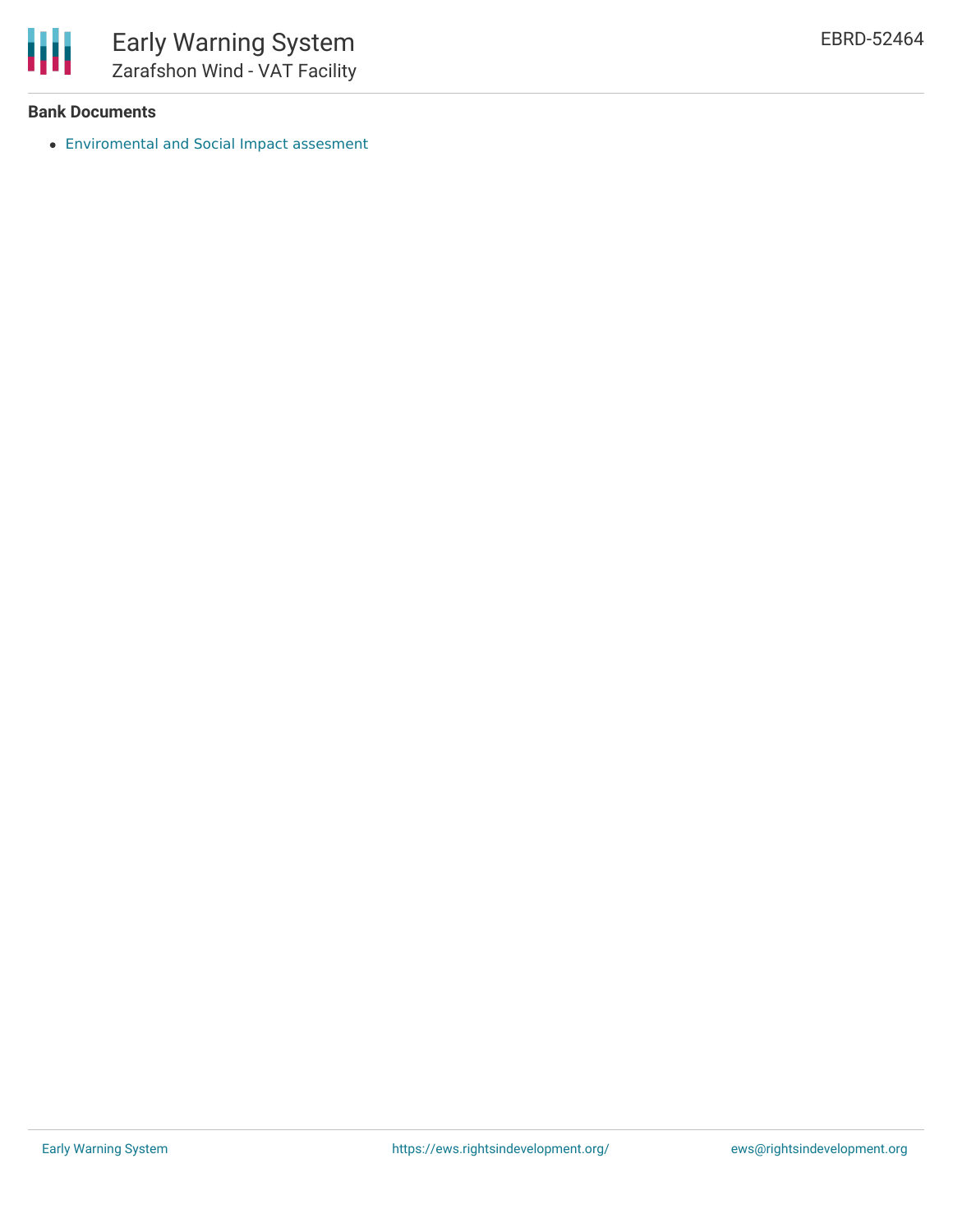**Bank Documents**

- Enviromental and Social Impact assesment